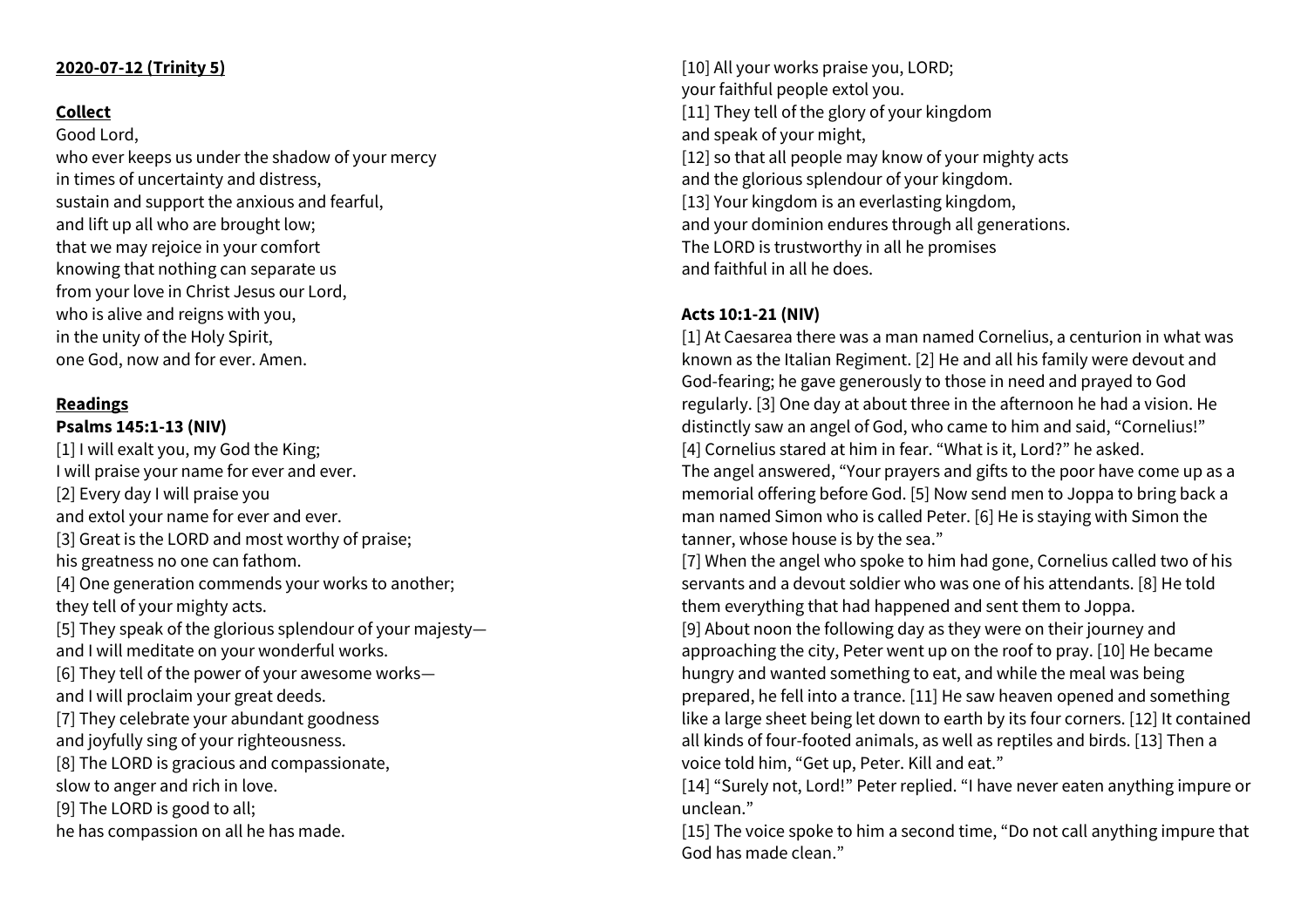**2020-07-12 (Trinity 5)**

**Collect**

Good Lord,
who ever keeps us under the shadow of your mercy
in times of uncertainty and distress,
sustain and support the anxious and fearful,
and lift up all who are brought low;
that we may rejoice in your comfort
knowing that nothing can separate us
from your love in Christ Jesus our Lord,
who is alive and reigns with you,
in the unity of the Holy Spirit,
one God, now and for ever. Amen.

**Readings**

**Psalms 145:1-13 (NIV)**

[1] I will exalt you, my God the King;
I will praise your name for ever and ever.
[2] Every day I will praise you
and extol your name for ever and ever.
[3] Great is the LORD and most worthy of praise;
his greatness no one can fathom.
[4] One generation commends your works to another;
they tell of your mighty acts.
[5] They speak of the glorious splendour of your majesty—
and I will meditate on your wonderful works.
[6] They tell of the power of your awesome works—
and I will proclaim your great deeds.
[7] They celebrate your abundant goodness
and joyfully sing of your righteousness.
[8] The LORD is gracious and compassionate,
slow to anger and rich in love.
[9] The LORD is good to all;
he has compassion on all he has made.
[10] All your works praise you, LORD;
your faithful people extol you.
[11] They tell of the glory of your kingdom
and speak of your might,
[12] so that all people may know of your mighty acts
and the glorious splendour of your kingdom.
[13] Your kingdom is an everlasting kingdom,
and your dominion endures through all generations.
The LORD is trustworthy in all he promises
and faithful in all he does.

**Acts 10:1-21 (NIV)**

[1] At Caesarea there was a man named Cornelius, a centurion in what was known as the Italian Regiment. [2] He and all his family were devout and God-fearing; he gave generously to those in need and prayed to God regularly. [3] One day at about three in the afternoon he had a vision. He distinctly saw an angel of God, who came to him and said, "Cornelius!"
[4] Cornelius stared at him in fear. "What is it, Lord?" he asked.
The angel answered, "Your prayers and gifts to the poor have come up as a memorial offering before God. [5] Now send men to Joppa to bring back a man named Simon who is called Peter. [6] He is staying with Simon the tanner, whose house is by the sea."
[7] When the angel who spoke to him had gone, Cornelius called two of his servants and a devout soldier who was one of his attendants. [8] He told them everything that had happened and sent them to Joppa.
[9] About noon the following day as they were on their journey and approaching the city, Peter went up on the roof to pray. [10] He became hungry and wanted something to eat, and while the meal was being prepared, he fell into a trance. [11] He saw heaven opened and something like a large sheet being let down to earth by its four corners. [12] It contained all kinds of four-footed animals, as well as reptiles and birds. [13] Then a voice told him, "Get up, Peter. Kill and eat."
[14] "Surely not, Lord!" Peter replied. "I have never eaten anything impure or unclean."
[15] The voice spoke to him a second time, "Do not call anything impure that God has made clean."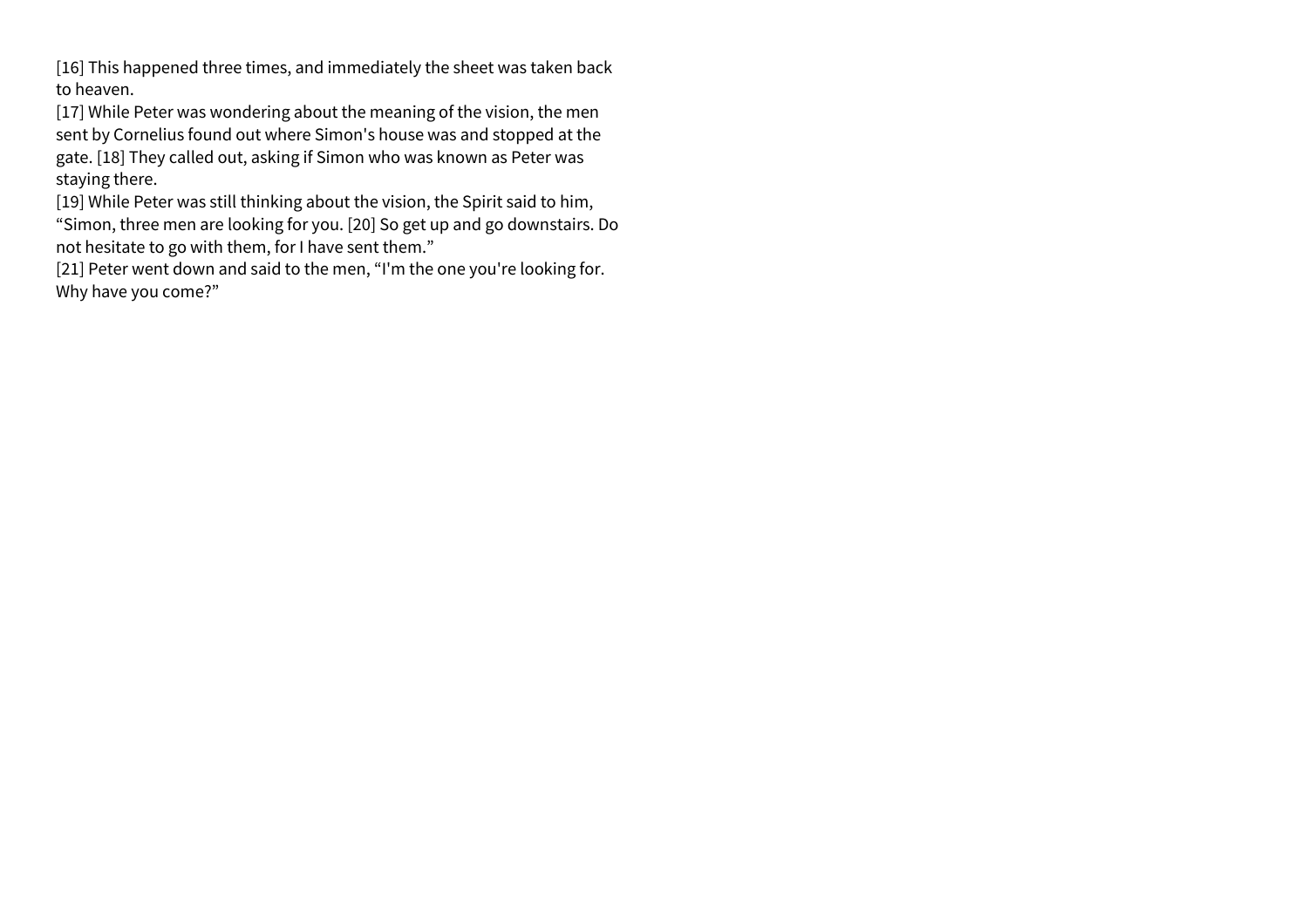[16] This happened three times, and immediately the sheet was taken back to heaven.

[17] While Peter was wondering about the meaning of the vision, the men sent by Cornelius found out where Simon's house was and stopped at the gate. [18] They called out, asking if Simon who was known as Peter was staying there.

[19] While Peter was still thinking about the vision, the Spirit said to him, "Simon, three men are looking for you. [20] So get up and go downstairs. Do not hesitate to go with them, for I have sent them."

[21] Peter went down and said to the men, "I'm the one you're looking for. Why have you come?"